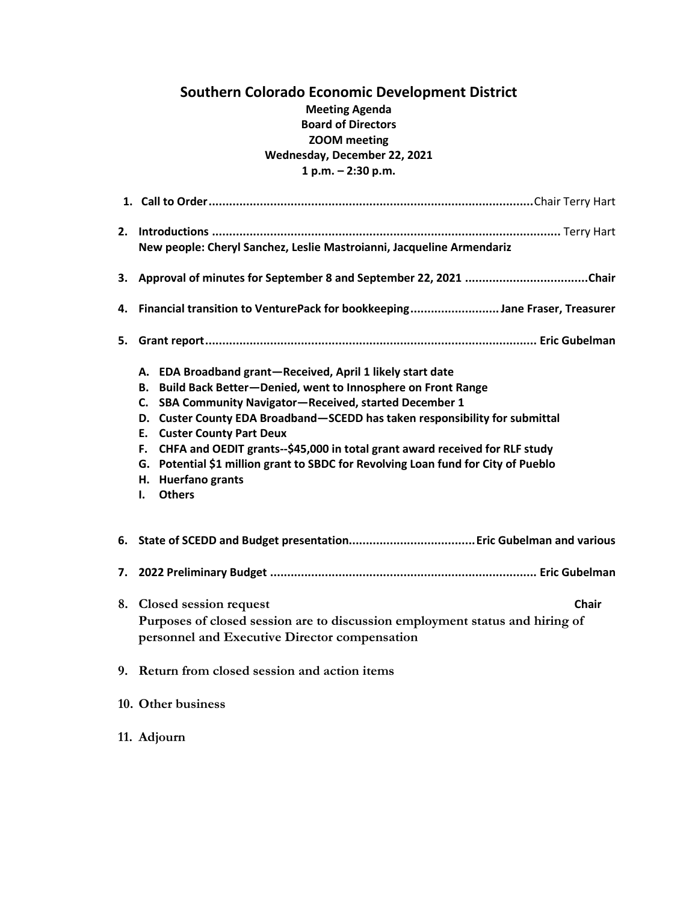# Southern Colorado Economic Development District

**Meeting Agenda**
**Board of Directors**
**ZOOM meeting**
**Wednesday, December 22, 2021**
**1 p.m. – 2:30 p.m.**

1. **Call to Order**...............................................................................................Chair Terry Hart

2. **Introductions** ..................................................................................................... Terry Hart
   **New people: Cheryl Sanchez, Leslie Mastroianni, Jacqueline Armendariz**

3. **Approval of minutes for September 8 and September 22, 2021 ....................................Chair**

4. **Financial transition to VenturePack for bookkeeping..........................Jane Fraser, Treasurer**

5. **Grant report................................................................................................ Eric Gubelman**

   A. **EDA Broadband grant—Received, April 1 likely start date**
   B. **Build Back Better—Denied, went to Innosphere on Front Range**
   C. **SBA Community Navigator—Received, started December 1**
   D. **Custer County EDA Broadband—SCEDD has taken responsibility for submittal**
   E. **Custer County Part Deux**
   F. **CHFA and OEDIT grants--$45,000 in total grant award received for RLF study**
   G. **Potential $1 million grant to SBDC for Revolving Loan fund for City of Pueblo**
   H. **Huerfano grants**
   I. **Others**

6. **State of SCEDD and Budget presentation....................................Eric Gubelman and various**

7. **2022 Preliminary Budget ............................................................................ Eric Gubelman**

8. **Closed session request** **Chair**
   **Purposes of closed session are to discussion employment status and hiring of personnel and Executive Director compensation**

9. **Return from closed session and action items**

10. **Other business**

11. **Adjourn**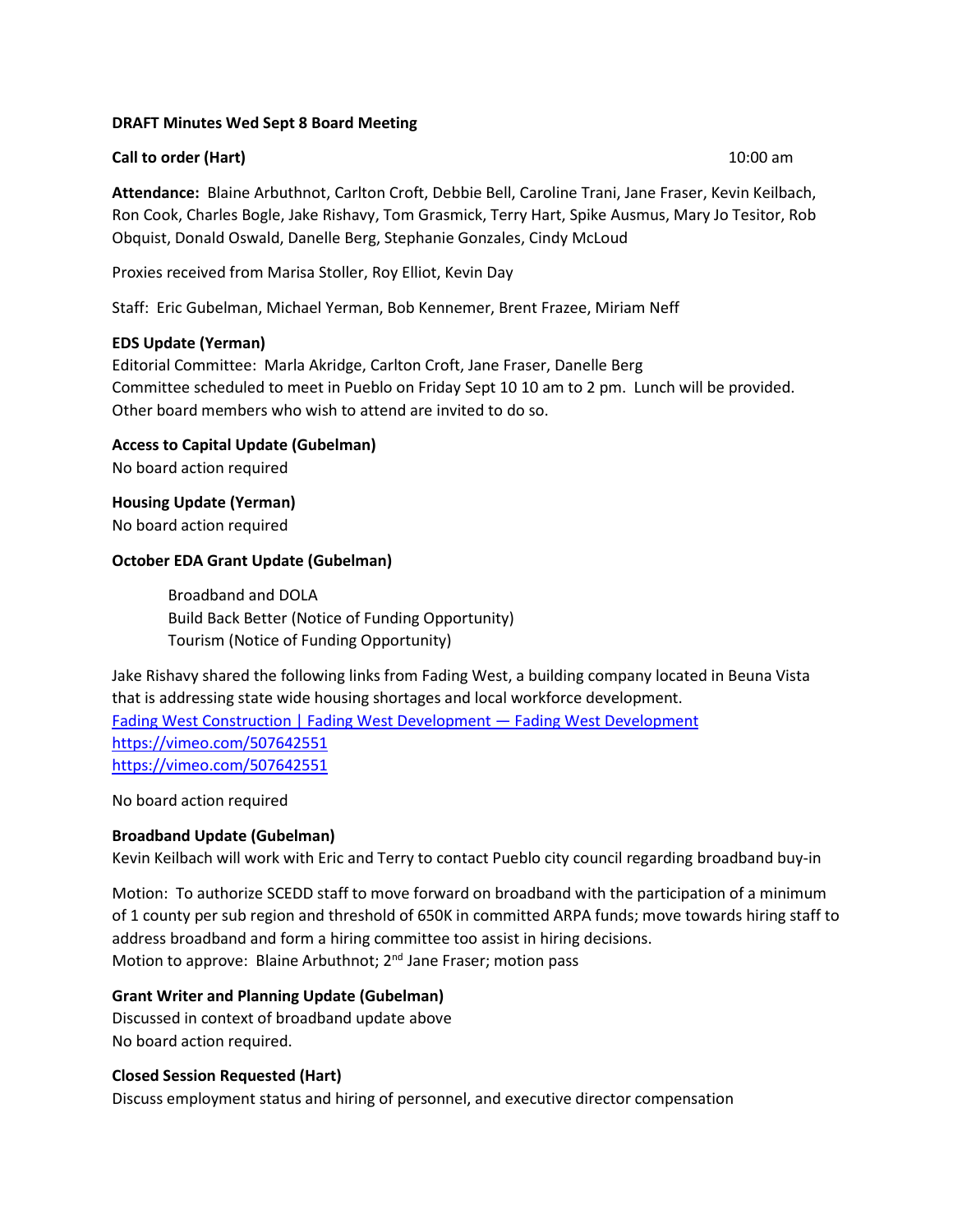**DRAFT Minutes Wed Sept 8 Board Meeting**

**Call to order (Hart)** 10:00 am

**Attendance:** Blaine Arbuthnot, Carlton Croft, Debbie Bell, Caroline Trani, Jane Fraser, Kevin Keilbach, Ron Cook, Charles Bogle, Jake Rishavy, Tom Grasmick, Terry Hart, Spike Ausmus, Mary Jo Tesitor, Rob Obquist, Donald Oswald, Danelle Berg, Stephanie Gonzales, Cindy McLoud

Proxies received from Marisa Stoller, Roy Elliot, Kevin Day

Staff: Eric Gubelman, Michael Yerman, Bob Kennemer, Brent Frazee, Miriam Neff

**EDS Update (Yerman)**
Editorial Committee: Marla Akridge, Carlton Croft, Jane Fraser, Danelle Berg
Committee scheduled to meet in Pueblo on Friday Sept 10 10 am to 2 pm. Lunch will be provided. Other board members who wish to attend are invited to do so.

**Access to Capital Update (Gubelman)**
No board action required

**Housing Update (Yerman)**
No board action required

**October EDA Grant Update (Gubelman)**

Broadband and DOLA
Build Back Better (Notice of Funding Opportunity)
Tourism (Notice of Funding Opportunity)

Jake Rishavy shared the following links from Fading West, a building company located in Beuna Vista that is addressing state wide housing shortages and local workforce development.
[Fading West Construction | Fading West Development — Fading West Development]
https://vimeo.com/507642551
https://vimeo.com/507642551

No board action required

**Broadband Update (Gubelman)**
Kevin Keilbach will work with Eric and Terry to contact Pueblo city council regarding broadband buy-in

Motion: To authorize SCEDD staff to move forward on broadband with the participation of a minimum of 1 county per sub region and threshold of 650K in committed ARPA funds; move towards hiring staff to address broadband and form a hiring committee too assist in hiring decisions.
Motion to approve: Blaine Arbuthnot; 2nd Jane Fraser; motion pass

**Grant Writer and Planning Update (Gubelman)**
Discussed in context of broadband update above
No board action required.

**Closed Session Requested (Hart)**
Discuss employment status and hiring of personnel, and executive director compensation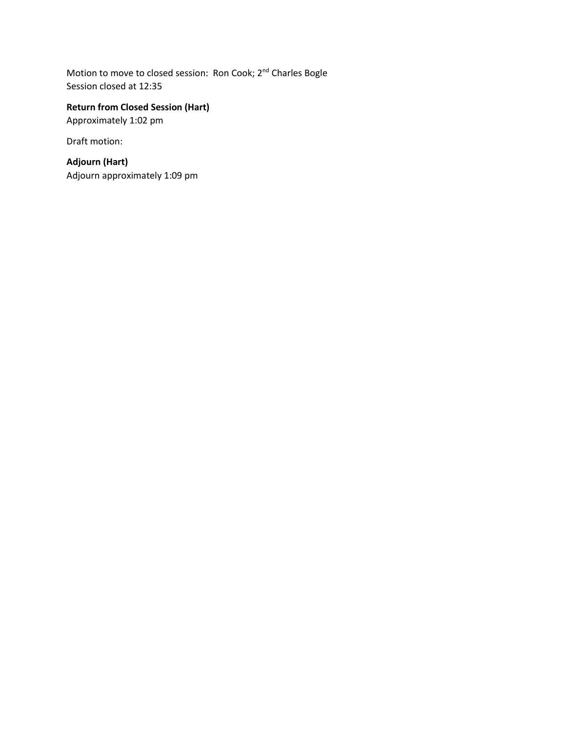Motion to move to closed session: Ron Cook; 2nd Charles Bogle
Session closed at 12:35

**Return from Closed Session (Hart)**
Approximately 1:02 pm

Draft motion:

**Adjourn (Hart)**
Adjourn approximately 1:09 pm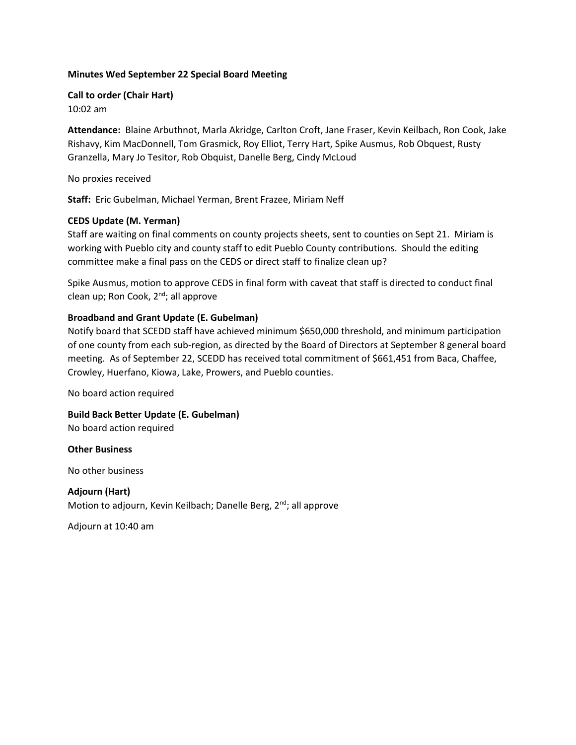**Minutes Wed September 22 Special Board Meeting**

**Call to order (Chair Hart)**
10:02 am

**Attendance:** Blaine Arbuthnot, Marla Akridge, Carlton Croft, Jane Fraser, Kevin Keilbach, Ron Cook, Jake Rishavy, Kim MacDonnell, Tom Grasmick, Roy Elliot, Terry Hart, Spike Ausmus, Rob Obquest, Rusty Granzella, Mary Jo Tesitor, Rob Obquist, Danelle Berg, Cindy McLoud

No proxies received

**Staff:** Eric Gubelman, Michael Yerman, Brent Frazee, Miriam Neff

**CEDS Update (M. Yerman)**
Staff are waiting on final comments on county projects sheets, sent to counties on Sept 21. Miriam is working with Pueblo city and county staff to edit Pueblo County contributions. Should the editing committee make a final pass on the CEDS or direct staff to finalize clean up?

Spike Ausmus, motion to approve CEDS in final form with caveat that staff is directed to conduct final clean up; Ron Cook, 2nd; all approve

**Broadband and Grant Update (E. Gubelman)**
Notify board that SCEDD staff have achieved minimum $650,000 threshold, and minimum participation of one county from each sub-region, as directed by the Board of Directors at September 8 general board meeting. As of September 22, SCEDD has received total commitment of $661,451 from Baca, Chaffee, Crowley, Huerfano, Kiowa, Lake, Prowers, and Pueblo counties.

No board action required

**Build Back Better Update (E. Gubelman)**
No board action required

**Other Business**

No other business

**Adjourn (Hart)**
Motion to adjourn, Kevin Keilbach; Danelle Berg, 2nd; all approve

Adjourn at 10:40 am